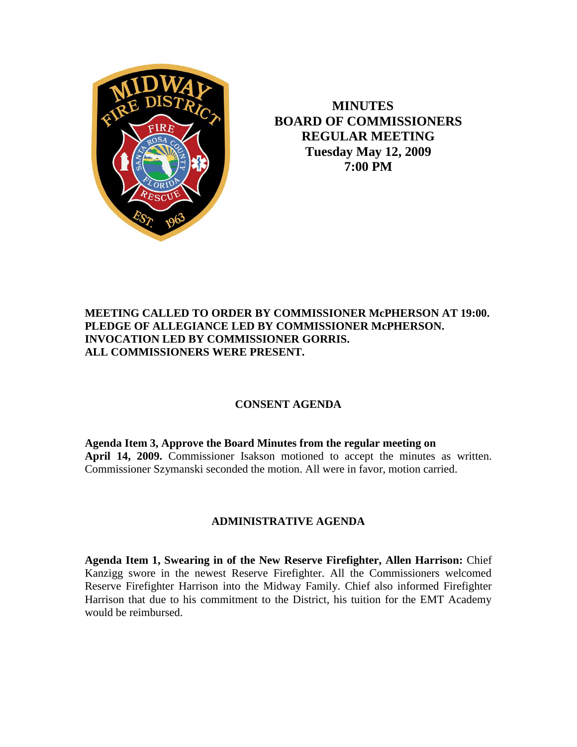# MINUTES
# BOARD OF COMMISSIONERS
# REGULAR MEETING
# Tuesday May 12, 2009
# 7:00 PM

**MEETING CALLED TO ORDER BY COMMISSIONER McPHERSON AT 19:00.**
**PLEDGE OF ALLEGIANCE LED BY COMMISSIONER McPHERSON.**
**INVOCATION LED BY COMMISSIONER GORRIS.**
**ALL COMMISSIONERS WERE PRESENT.**

## CONSENT AGENDA

**Agenda Item 3, Approve the Board Minutes from the regular meeting on April 14, 2009.** Commissioner Isakson motioned to accept the minutes as written. Commissioner Szymanski seconded the motion. All were in favor, motion carried.

## ADMINISTRATIVE AGENDA

**Agenda Item 1, Swearing in of the New Reserve Firefighter, Allen Harrison:** Chief Kanzigg swore in the newest Reserve Firefighter. All the Commissioners welcomed Reserve Firefighter Harrison into the Midway Family. Chief also informed Firefighter Harrison that due to his commitment to the District, his tuition for the EMT Academy would be reimbursed.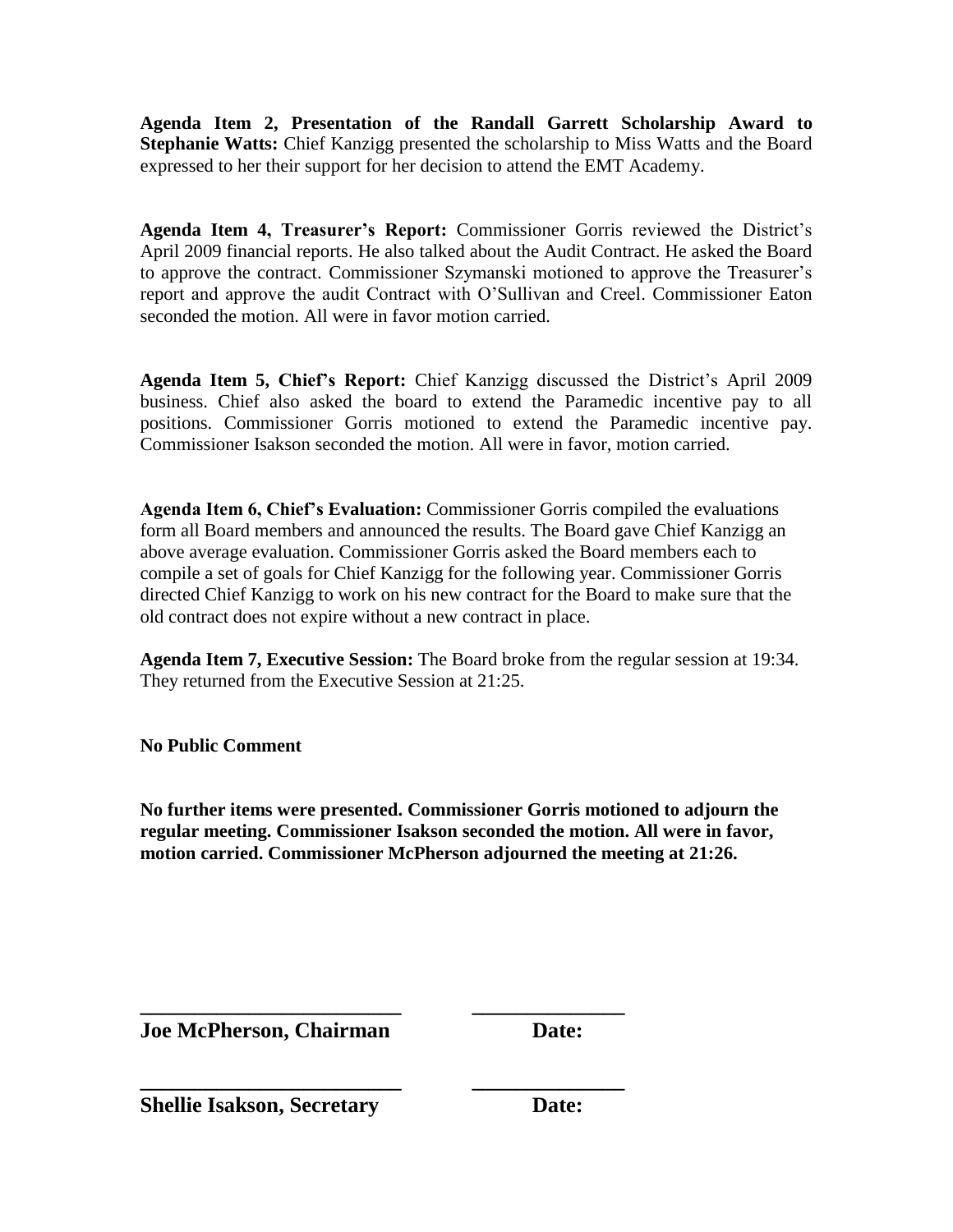**Agenda Item 2, Presentation of the Randall Garrett Scholarship Award to Stephanie Watts:** Chief Kanzigg presented the scholarship to Miss Watts and the Board expressed to her their support for her decision to attend the EMT Academy.

**Agenda Item 4, Treasurer's Report:** Commissioner Gorris reviewed the District's April 2009 financial reports. He also talked about the Audit Contract. He asked the Board to approve the contract. Commissioner Szymanski motioned to approve the Treasurer's report and approve the audit Contract with O'Sullivan and Creel. Commissioner Eaton seconded the motion. All were in favor motion carried.

**Agenda Item 5, Chief's Report:** Chief Kanzigg discussed the District's April 2009 business. Chief also asked the board to extend the Paramedic incentive pay to all positions. Commissioner Gorris motioned to extend the Paramedic incentive pay. Commissioner Isakson seconded the motion. All were in favor, motion carried.

**Agenda Item 6, Chief's Evaluation:** Commissioner Gorris compiled the evaluations form all Board members and announced the results. The Board gave Chief Kanzigg an above average evaluation. Commissioner Gorris asked the Board members each to compile a set of goals for Chief Kanzigg for the following year. Commissioner Gorris directed Chief Kanzigg to work on his new contract for the Board to make sure that the old contract does not expire without a new contract in place.

**Agenda Item 7, Executive Session:** The Board broke from the regular session at 19:34. They returned from the Executive Session at 21:25.

**No Public Comment**

**No further items were presented. Commissioner Gorris motioned to adjourn the regular meeting. Commissioner Isakson seconded the motion. All were in favor, motion carried. Commissioner McPherson adjourned the meeting at 21:26.**

_________________________ _______________

**Joe McPherson, Chairman Date:**

_________________________ _______________

**Shellie Isakson, Secretary Date:**